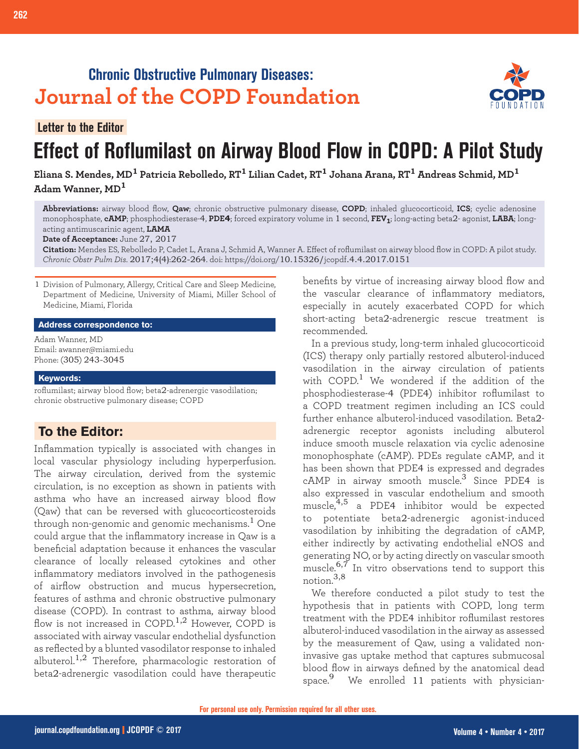**Chronic Obstructive Pulmonary Diseases:**
**Journal of the COPD Foundation**

Letter to the Editor

# Effect of Roflumilast on Airway Blood Flow in COPD: A Pilot Study

**Eliana S. Mendes, MD[1] Patricia Rebolledo, RT[1] Lilian Cadet, RT[1] Johana Arana, RT[1] Andreas Schmid, MD[1] Adam Wanner, MD[1]**

**Abbreviations:** airway blood flow, **Qaw**; chronic obstructive pulmonary disease, **COPD**; inhaled glucocorticoid, **ICS**; cyclic adenosine monophosphate, **cAMP**; phosphodiesterase-4, **PDE4**; forced expiratory volume in 1 second, **$FEV_1$**; long-acting beta2- agonist, **LABA**; long-acting antimuscarinic agent, **LAMA**

**Date of Acceptance:** June 27, 2017

**Citation:** Mendes ES, Rebolledo P, Cadet L, Arana J, Schmid A, Wanner A. Effect of roflumilast on airway blood flow in COPD: A pilot study. *Chronic Obstr Pulm Dis*. 2017;4(4):262-264. doi: https://doi.org/10.15326/jcopdf.4.4.2017.0151

1 Division of Pulmonary, Allergy, Critical Care and Sleep Medicine, Department of Medicine, University of Miami, Miller School of Medicine, Miami, Florida

**Address correspondence to:**

Adam Wanner, MD
Email: awanner@miami.edu
Phone: (305) 243-3045

**Keywords:**

roflumilast; airway blood flow; beta2-adrenergic vasodilation; chronic obstructive pulmonary disease; COPD

## To the Editor:

Inflammation typically is associated with changes in local vascular physiology including hyperperfusion. The airway circulation, derived from the systemic circulation, is no exception as shown in patients with asthma who have an increased airway blood flow (Qaw) that can be reversed with glucocorticosteroids through non-genomic and genomic mechanisms.[1] One could argue that the inflammatory increase in Qaw is a beneficial adaptation because it enhances the vascular clearance of locally released cytokines and other inflammatory mediators involved in the pathogenesis of airflow obstruction and mucus hypersecretion, features of asthma and chronic obstructive pulmonary disease (COPD). In contrast to asthma, airway blood flow is not increased in COPD.[1,2] However, COPD is associated with airway vascular endothelial dysfunction as reflected by a blunted vasodilator response to inhaled albuterol.[1,2] Therefore, pharmacologic restoration of beta2-adrenergic vasodilation could have therapeutic benefits by virtue of increasing airway blood flow and the vascular clearance of inflammatory mediators, especially in acutely exacerbated COPD for which short-acting beta2-adrenergic rescue treatment is recommended.

In a previous study, long-term inhaled glucocorticoid (ICS) therapy only partially restored albuterol-induced vasodilation in the airway circulation of patients with COPD.[1] We wondered if the addition of the phosphodiesterase-4 (PDE4) inhibitor roflumilast to a COPD treatment regimen including an ICS could further enhance albuterol-induced vasodilation. Beta2-adrenergic receptor agonists including albuterol induce smooth muscle relaxation via cyclic adenosine monophosphate (cAMP). PDEs regulate cAMP, and it has been shown that PDE4 is expressed and degrades cAMP in airway smooth muscle.[3] Since PDE4 is also expressed in vascular endothelium and smooth muscle,[4,5] a PDE4 inhibitor would be expected to potentiate beta2-adrenergic agonist-induced vasodilation by inhibiting the degradation of cAMP, either indirectly by activating endothelial eNOS and generating NO, or by acting directly on vascular smooth muscle.[6,7] In vitro observations tend to support this notion.[3,8]

We therefore conducted a pilot study to test the hypothesis that in patients with COPD, long term treatment with the PDE4 inhibitor roflumilast restores albuterol-induced vasodilation in the airway as assessed by the measurement of Qaw, using a validated non-invasive gas uptake method that captures submucosal blood flow in airways defined by the anatomical dead space.[9] We enrolled 11 patients with physician-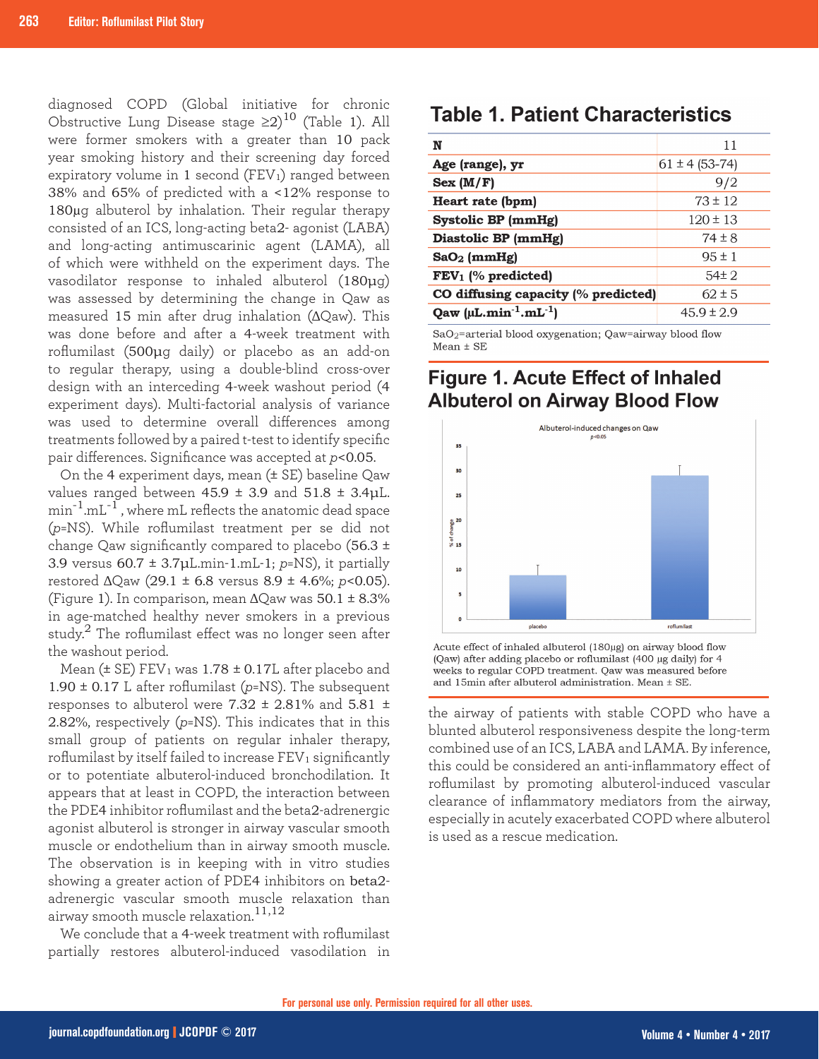diagnosed COPD (Global initiative for chronic Obstructive Lung Disease stage ≥2)[10] (Table 1). All were former smokers with a greater than 10 pack year smoking history and their screening day forced expiratory volume in 1 second ($FEV_1$) ranged between 38% and 65% of predicted with a <12% response to 180µg albuterol by inhalation. Their regular therapy consisted of an ICS, long-acting beta2- agonist (LABA) and long-acting antimuscarinic agent (LAMA), all of which were withheld on the experiment days. The vasodilator response to inhaled albuterol (180µg) was assessed by determining the change in Qaw as measured 15 min after drug inhalation (ΔQaw). This was done before and after a 4-week treatment with roflumilast (500µg daily) or placebo as an add-on to regular therapy, using a double-blind cross-over design with an interceding 4-week washout period (4 experiment days). Multi-factorial analysis of variance was used to determine overall differences among treatments followed by a paired t-test to identify specific pair differences. Significance was accepted at $p<0.05$.

On the 4 experiment days, mean (± SE) baseline Qaw values ranged between 45.9 ± 3.9 and 51.8 ± 3.4µL.min$^{-1}$.mL$^{-1}$, where mL reflects the anatomic dead space ($p$=NS). While roflumilast treatment per se did not change Qaw significantly compared to placebo (56.3 ± 3.9 versus 60.7 ± 3.7µL.min-1.mL-1; $p$=NS), it partially restored ΔQaw (29.1 ± 6.8 versus 8.9 ± 4.6%; $p<0.05$). (Figure 1). In comparison, mean ΔQaw was 50.1 ± 8.3% in age-matched healthy never smokers in a previous study.[2] The roflumilast effect was no longer seen after the washout period.

Mean (± SE) $FEV_1$ was 1.78 ± 0.17L after placebo and 1.90 ± 0.17 L after roflumilast ($p$=NS). The subsequent responses to albuterol were 7.32 ± 2.81% and 5.81 ± 2.82%, respectively ($p$=NS). This indicates that in this small group of patients on regular inhaler therapy, roflumilast by itself failed to increase $FEV_1$ significantly or to potentiate albuterol-induced bronchodilation. It appears that at least in COPD, the interaction between the PDE4 inhibitor roflumilast and the beta2-adrenergic agonist albuterol is stronger in airway vascular smooth muscle or endothelium than in airway smooth muscle. The observation is in keeping with in vitro studies showing a greater action of PDE4 inhibitors on beta2-adrenergic vascular smooth muscle relaxation than airway smooth muscle relaxation.[11,12]

We conclude that a 4-week treatment with roflumilast partially restores albuterol-induced vasodilation in the airway of patients with stable COPD who have a blunted albuterol responsiveness despite the long-term combined use of an ICS, LABA and LAMA. By inference, this could be considered an anti-inflammatory effect of roflumilast by promoting albuterol-induced vascular clearance of inflammatory mediators from the airway, especially in acutely exacerbated COPD where albuterol is used as a rescue medication.

## Table 1. Patient Characteristics

| | |
|---|---|
| **N** | 11 |
| **Age (range), yr** | 61 ± 4 (53-74) |
| **Sex (M/F)** | 9/2 |
| **Heart rate (bpm)** | 73 ± 12 |
| **Systolic BP (mmHg)** | 120 ± 13 |
| **Diastolic BP (mmHg)** | 74 ± 8 |
| **$SaO_2$ (mmHg)** | 95 ± 1 |
| **$FEV_1$ (% predicted)** | 54± 2 |
| **CO diffusing capacity (% predicted)** | 62 ± 5 |
| **Qaw (µL.min$^{-1}$.mL$^{-1}$)** | 45.9 ± 2.9 |

$SaO_2$=arterial blood oxygenation; Qaw=airway blood flow
Mean ± SE

## Figure 1. Acute Effect of Inhaled Albuterol on Airway Blood Flow

Acute effect of inhaled albuterol (180µg) on airway blood flow (Qaw) after adding placebo or roflumilast (400 µg daily) for 4 weeks to regular COPD treatment. Qaw was measured before and 15min after albuterol administration. Mean ± SE.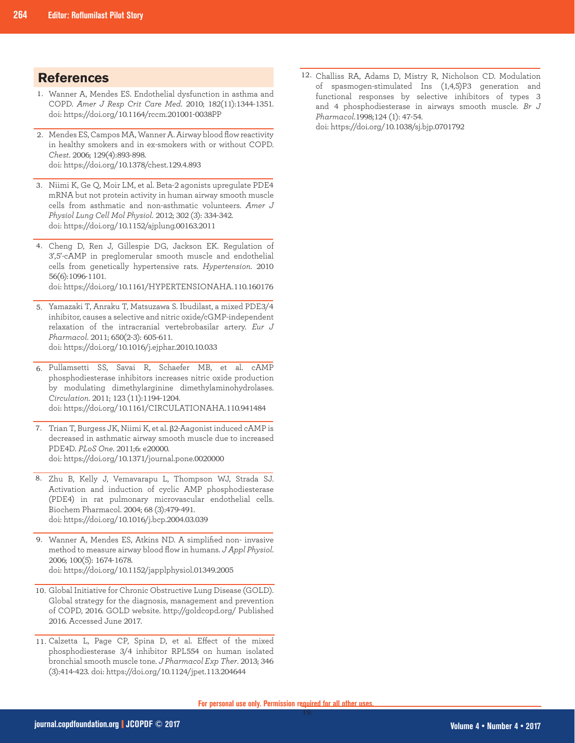## References

1. Wanner A, Mendes ES. Endothelial dysfunction in asthma and COPD. *Amer J Resp Crit Care Med.* 2010; 182(11):1344-1351. doi: https://doi.org/10.1164/rccm.201001-0038PP

2. Mendes ES, Campos MA, Wanner A. Airway blood flow reactivity in healthy smokers and in ex-smokers with or without COPD. *Chest.* 2006; 129(4):893-898. doi: https://doi.org/10.1378/chest.129.4.893

3. Niimi K, Ge Q, Moir LM, et al. Beta-2 agonists upregulate PDE4 mRNA but not protein activity in human airway smooth muscle cells from asthmatic and non-asthmatic volunteers. *Amer J Physiol Lung Cell Mol Physiol.* 2012; 302 (3): 334-342. doi: https://doi.org/10.1152/ajplung.00163.2011

4. Cheng D, Ren J, Gillespie DG, Jackson EK. Regulation of 3',5'-cAMP in preglomerular smooth muscle and endothelial cells from genetically hypertensive rats. *Hypertension.* 2010 56(6):1096-1101. doi: https://doi.org/10.1161/HYPERTENSIONAHA.110.160176

5. Yamazaki T, Anraku T, Matsuzawa S. Ibudilast, a mixed PDE3/4 inhibitor, causes a selective and nitric oxide/cGMP-independent relaxation of the intracranial vertebrobasilar artery. *Eur J Pharmacol.* 2011; 650(2-3): 605-611. doi: https://doi.org/10.1016/j.ejphar.2010.10.033

6. Pullamsetti SS, Savai R, Schaefer MB, et al. cAMP phosphodiesterase inhibitors increases nitric oxide production by modulating dimethylarginine dimethylaminohydrolases. *Circulation.* 2011; 123 (11):1194-1204. doi: https://doi.org/10.1161/CIRCULATIONAHA.110.941484

7. Trian T, Burgess JK, Niimi K, et al. β2-Aagonist induced cAMP is decreased in asthmatic airway smooth muscle due to increased PDE4D. *PLoS One.* 2011;6: e20000. doi: https://doi.org/10.1371/journal.pone.0020000

8. Zhu B, Kelly J, Vemavarapu L, Thompson WJ, Strada SJ. Activation and induction of cyclic AMP phosphodiesterase (PDE4) in rat pulmonary microvascular endothelial cells. Biochem Pharmacol. 2004; 68 (3):479-491. doi: https://doi.org/10.1016/j.bcp.2004.03.039

9. Wanner A, Mendes ES, Atkins ND. A simplified non- invasive method to measure airway blood flow in humans. *J Appl Physiol.* 2006; 100(5): 1674-1678. doi: https://doi.org/10.1152/japplphysiol.01349.2005

10. Global Initiative for Chronic Obstructive Lung Disease (GOLD). Global strategy for the diagnosis, management and prevention of COPD, 2016. GOLD website. http://goldcopd.org/ Published 2016. Accessed June 2017.

11. Calzetta L, Page CP, Spina D, et al. Effect of the mixed phosphodiesterase 3/4 inhibitor RPL554 on human isolated bronchial smooth muscle tone. *J Pharmacol Exp Ther.* 2013; 346 (3):414-423. doi: https://doi.org/10.1124/jpet.113.204644

12. Challiss RA, Adams D, Mistry R, Nicholson CD. Modulation of spasmogen-stimulated Ins (1,4,5)P3 generation and functional responses by selective inhibitors of types 3 and 4 phosphodiesterase in airways smooth muscle. *Br J Pharmacol.*1998;124 (1): 47-54. doi: https://doi.org/10.1038/sj.bjp.0701792

For personal use only. Permission required for all other uses.